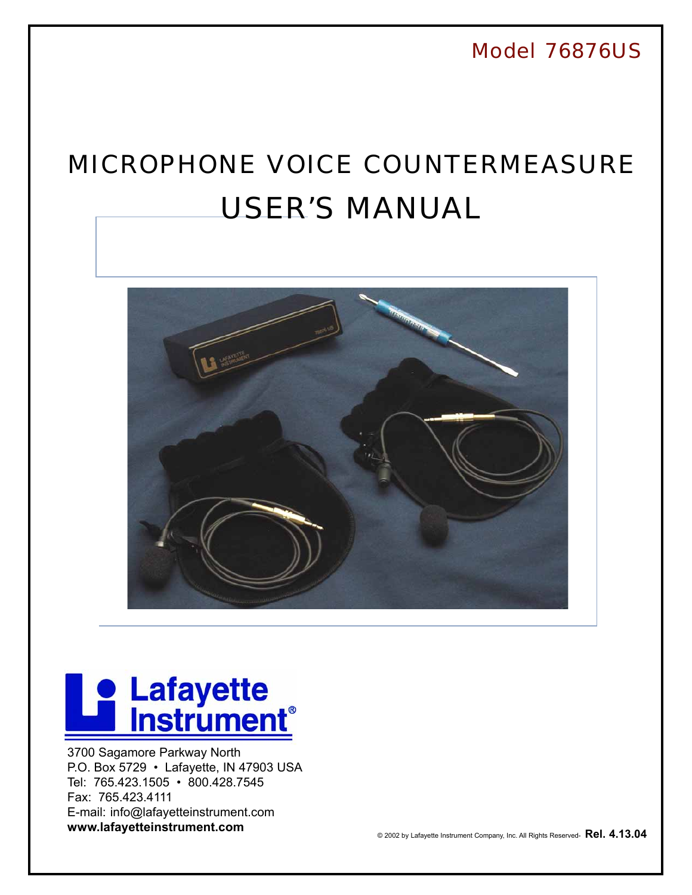Model 76876US

# MICROPHONE VOICE COUNTERMEASURE USER'S MANUAL

Lafayette Instrument®

3700 Sagamore Parkway North
P.O. Box 5729 • Lafayette, IN 47903 USA
Tel: 765.423.1505 • 800.428.7545
Fax: 765.423.4111
E-mail: info@lafayetteinstrument.com
**www.lafayetteinstrument.com**

© 2002 by Lafayette Instrument Company, Inc. All Rights Reserved- **Rel. 4.13.04**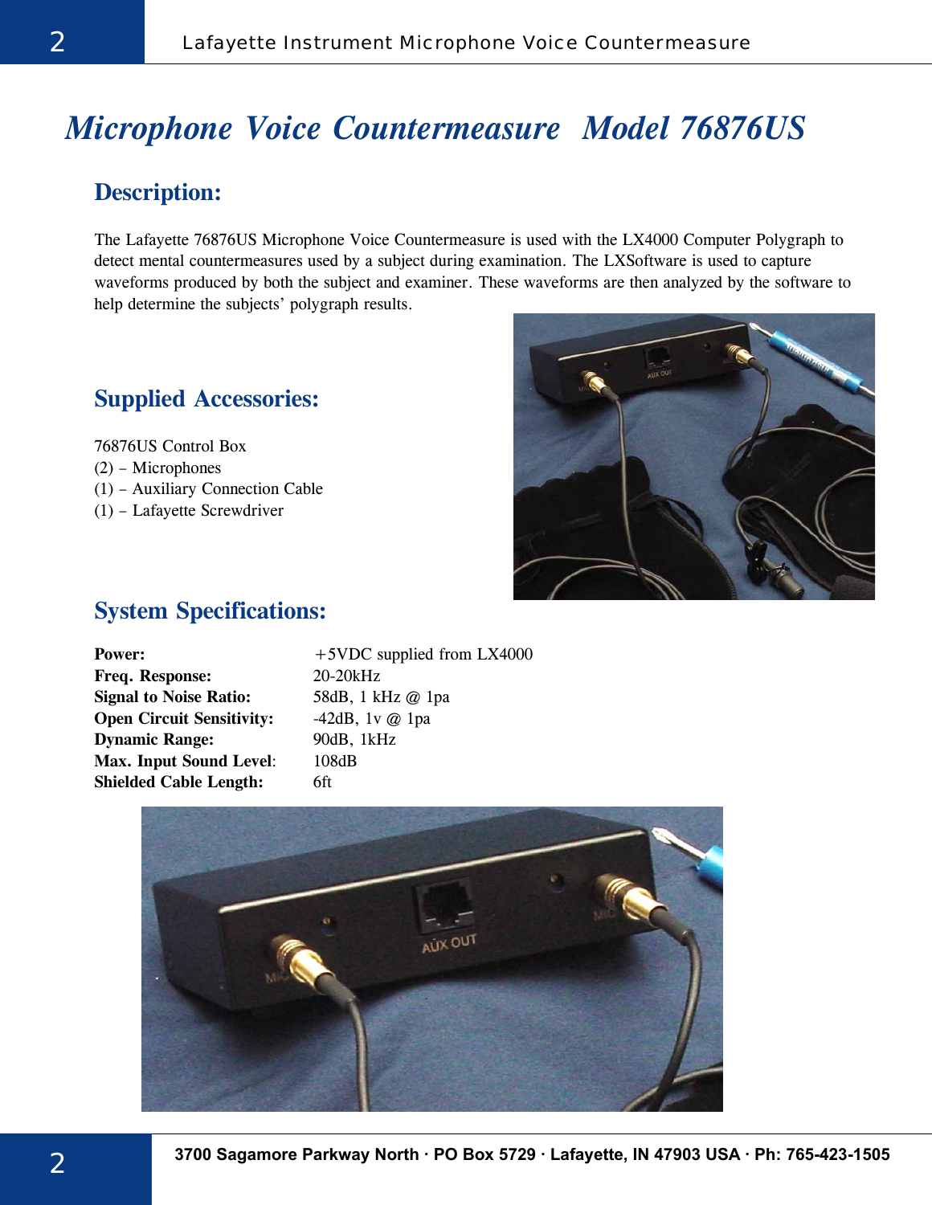# Microphone Voice Countermeasure  Model 76876US

## Description:

The Lafayette 76876US Microphone Voice Countermeasure is used with the LX4000 Computer Polygraph to detect mental countermeasures used by a subject during examination. The LXSoftware is used to capture waveforms produced by both the subject and examiner. These waveforms are then analyzed by the software to help determine the subjects' polygraph results.

## Supplied Accessories:

76876US Control Box
(2) – Microphones
(1) – Auxiliary Connection Cable
(1) – Lafayette Screwdriver

## System Specifications:

| | |
|---|---|
| **Power:** | +5VDC supplied from LX4000 |
| **Freq. Response:** | 20-20kHz |
| **Signal to Noise Ratio:** | 58dB, 1 kHz @ 1pa |
| **Open Circuit Sensitivity:** | -42dB, 1v @ 1pa |
| **Dynamic Range:** | 90dB, 1kHz |
| **Max. Input Sound Level:** | 108dB |
| **Shielded Cable Length:** | 6ft |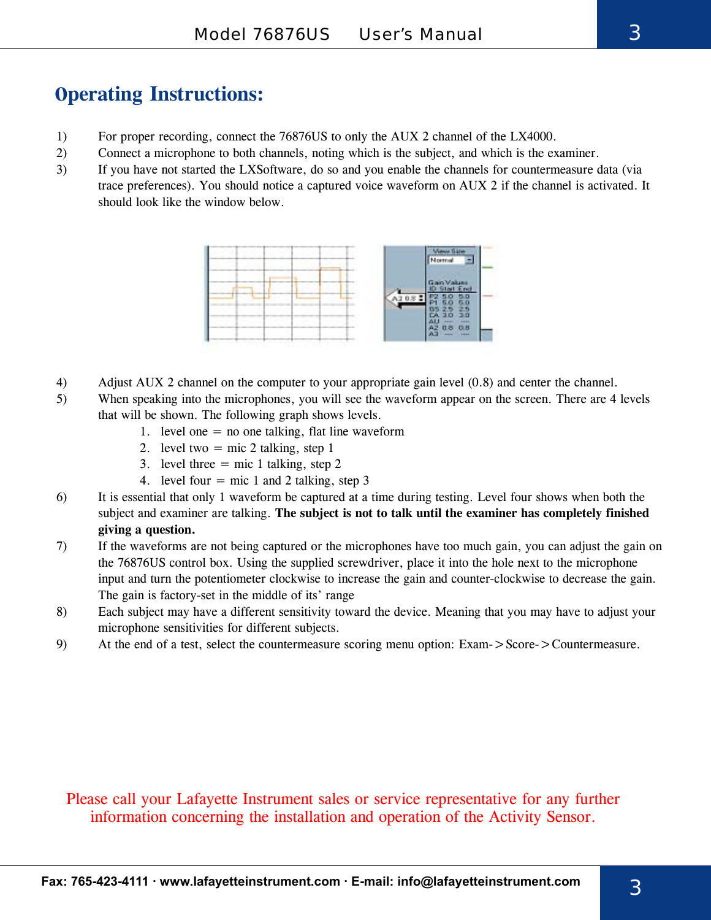# Operating Instructions:

1) For proper recording, connect the 76876US to only the AUX 2 channel of the LX4000.
2) Connect a microphone to both channels, noting which is the subject, and which is the examiner.
3) If you have not started the LXSoftware, do so and you enable the channels for countermeasure data (via trace preferences). You should notice a captured voice waveform on AUX 2 if the channel is activated. It should look like the window below.

4) Adjust AUX 2 channel on the computer to your appropriate gain level (0.8) and center the channel.
5) When speaking into the microphones, you will see the waveform appear on the screen. There are 4 levels that will be shown. The following graph shows levels.
   1. level one = no one talking, flat line waveform
   2. level two = mic 2 talking, step 1
   3. level three = mic 1 talking, step 2
   4. level four = mic 1 and 2 talking, step 3
6) It is essential that only 1 waveform be captured at a time during testing. Level four shows when both the subject and examiner are talking. **The subject is not to talk until the examiner has completely finished giving a question.**
7) If the waveforms are not being captured or the microphones have too much gain, you can adjust the gain on the 76876US control box. Using the supplied screwdriver, place it into the hole next to the microphone input and turn the potentiometer clockwise to increase the gain and counter-clockwise to decrease the gain. The gain is factory-set in the middle of its' range
8) Each subject may have a different sensitivity toward the device. Meaning that you may have to adjust your microphone sensitivities for different subjects.
9) At the end of a test, select the countermeasure scoring menu option: Exam->Score->Countermeasure.

Please call your Lafayette Instrument sales or service representative for any further information concerning the installation and operation of the Activity Sensor.

Fax: 765-423-4111 · www.lafayetteinstrument.com · E-mail: info@lafayetteinstrument.com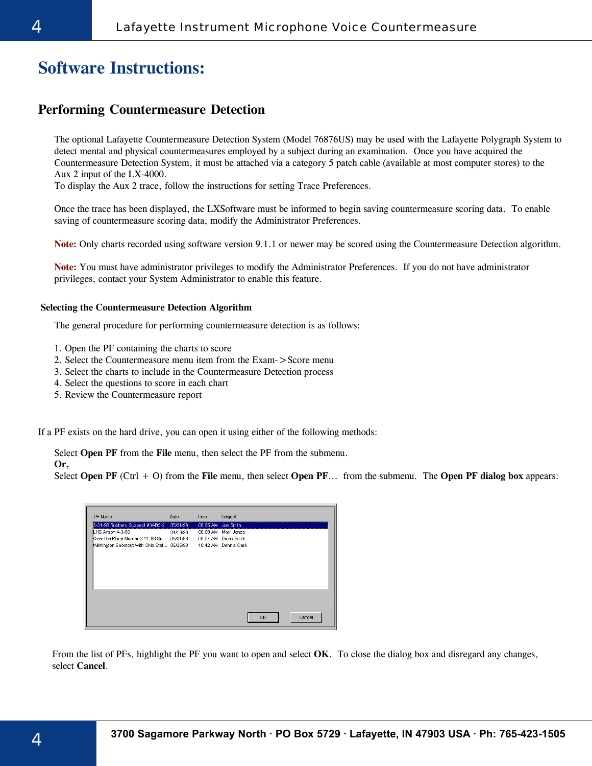# Software Instructions:

## Performing Countermeasure Detection

The optional Lafayette Countermeasure Detection System (Model 76876US) may be used with the Lafayette Polygraph System to detect mental and physical countermeasures employed by a subject during an examination. Once you have acquired the Countermeasure Detection System, it must be attached via a category 5 patch cable (available at most computer stores) to the Aux 2 input of the LX-4000.
To display the Aux 2 trace, follow the instructions for setting Trace Preferences.

Once the trace has been displayed, the LXSoftware must be informed to begin saving countermeasure scoring data. To enable saving of countermeasure scoring data, modify the Administrator Preferences.

**Note:** Only charts recorded using software version 9.1.1 or newer may be scored using the Countermeasure Detection algorithm.

**Note:** You must have administrator privileges to modify the Administrator Preferences. If you do not have administrator privileges, contact your System Administrator to enable this feature.

### Selecting the Countermeasure Detection Algorithm

The general procedure for performing countermeasure detection is as follows:

1. Open the PF containing the charts to score
2. Select the Countermeasure menu item from the Exam->Score menu
3. Select the charts to include in the Countermeasure Detection process
4. Select the questions to score in each chart
5. Review the Countermeasure report

If a PF exists on the hard drive, you can open it using either of the following methods:

Select **Open PF** from the **File** menu, then select the PF from the submenu.
**Or,**
Select **Open PF** (Ctrl + O) from the **File** menu, then select **Open PF**… from the submenu. The **Open PF dialog box** appears:

| PF Name | Date | Time | Subject |
|---|---|---|---|
| 3-31-98 Robbery Suspect #3AB5-2 | 05/31/98 | 08:05 AM | Joe Smith |
| LHS Arson 4-3-98 | 04/13/98 | 08:09 AM | Mark Jones |
| Over the Rhine Murder 3-21-98 Su... | 05/31/98 | 08:07 AM | David Smith |
| Wilmington Shootout with Ohio Stat... | 05/25/98 | 10:42 AM | Dennis Clark |

OK Cancel

From the list of PFs, highlight the PF you want to open and select **OK**. To close the dialog box and disregard any changes, select **Cancel**.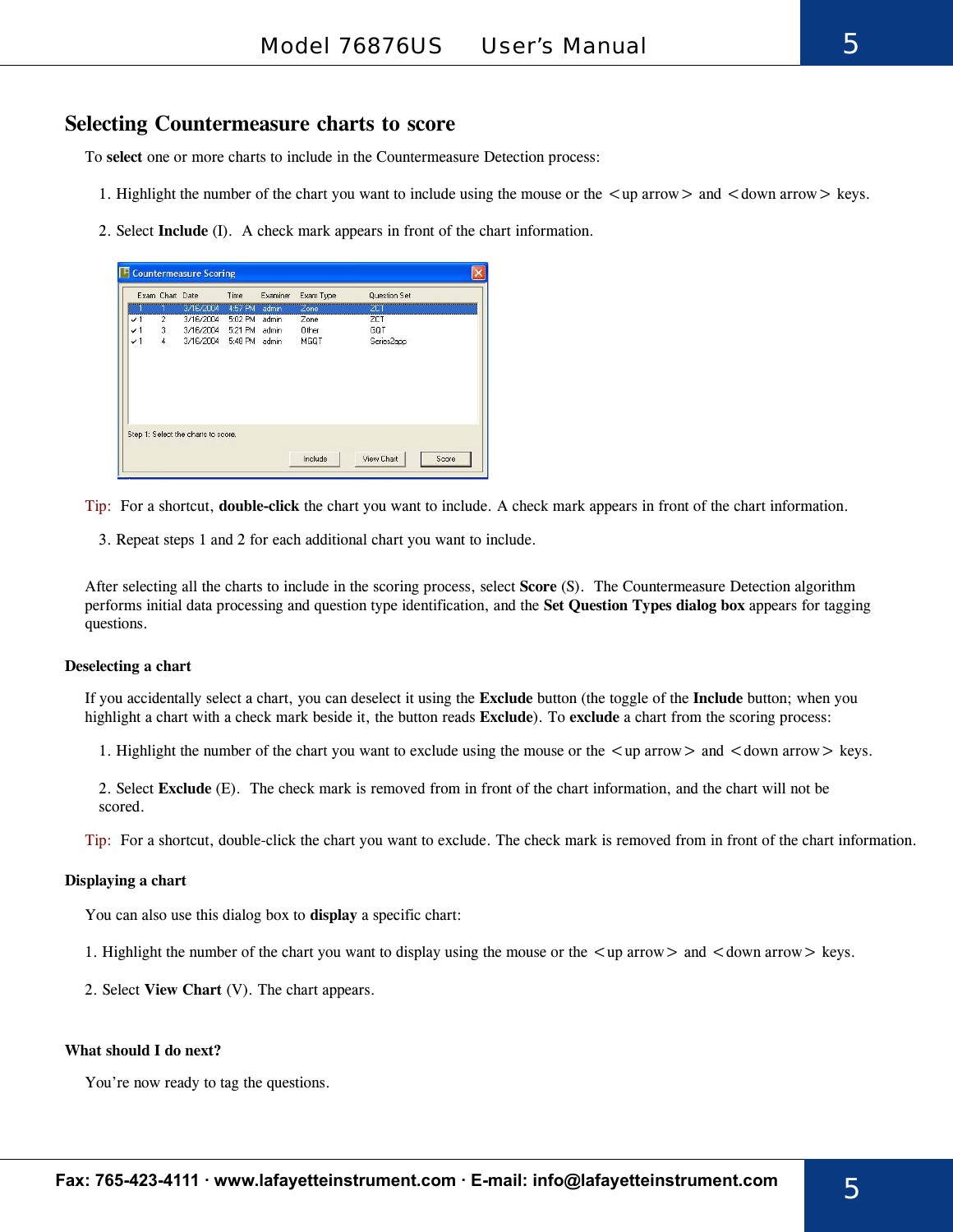## Selecting Countermeasure charts to score

To **select** one or more charts to include in the Countermeasure Detection process:

1. Highlight the number of the chart you want to include using the mouse or the <up arrow> and <down arrow> keys.

2. Select **Include** (I). A check mark appears in front of the chart information.

Tip: For a shortcut, **double-click** the chart you want to include. A check mark appears in front of the chart information.

3. Repeat steps 1 and 2 for each additional chart you want to include.

After selecting all the charts to include in the scoring process, select **Score** (S). The Countermeasure Detection algorithm performs initial data processing and question type identification, and the **Set Question Types dialog box** appears for tagging questions.

### Deselecting a chart

If you accidentally select a chart, you can deselect it using the **Exclude** button (the toggle of the **Include** button; when you highlight a chart with a check mark beside it, the button reads **Exclude**). To **exclude** a chart from the scoring process:

1. Highlight the number of the chart you want to exclude using the mouse or the <up arrow> and <down arrow> keys.

2. Select **Exclude** (E). The check mark is removed from in front of the chart information, and the chart will not be scored.

Tip: For a shortcut, double-click the chart you want to exclude. The check mark is removed from in front of the chart information.

### Displaying a chart

You can also use this dialog box to **display** a specific chart:

1. Highlight the number of the chart you want to display using the mouse or the <up arrow> and <down arrow> keys.

2. Select **View Chart** (V). The chart appears.

### What should I do next?

You're now ready to tag the questions.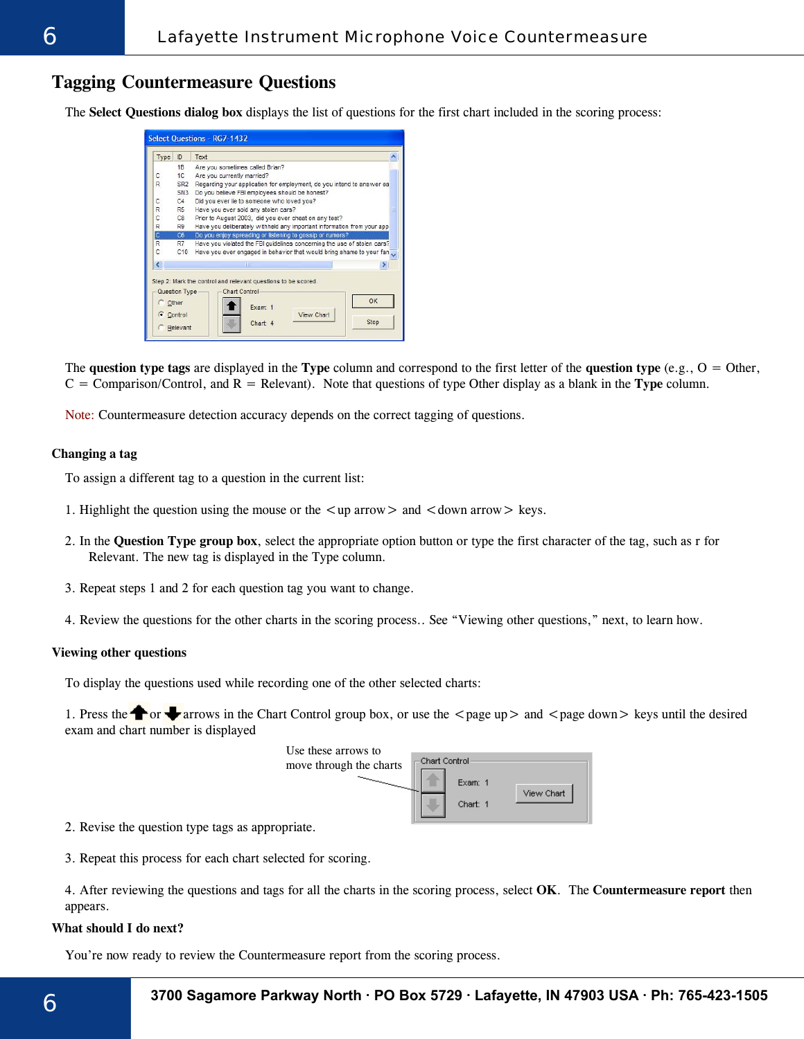## Tagging Countermeasure Questions

The **Select Questions dialog box** displays the list of questions for the first chart included in the scoring process:

The **question type tags** are displayed in the **Type** column and correspond to the first letter of the **question type** (e.g., O = Other, C = Comparison/Control, and R = Relevant). Note that questions of type Other display as a blank in the **Type** column.

Note: Countermeasure detection accuracy depends on the correct tagging of questions.

### Changing a tag

To assign a different tag to a question in the current list:

1. Highlight the question using the mouse or the <up arrow> and <down arrow> keys.

2. In the **Question Type group box**, select the appropriate option button or type the first character of the tag, such as r for Relevant. The new tag is displayed in the Type column.

3. Repeat steps 1 and 2 for each question tag you want to change.

4. Review the questions for the other charts in the scoring process.. See "Viewing other questions," next, to learn how.

### Viewing other questions

To display the questions used while recording one of the other selected charts:

1. Press the up or down arrows in the Chart Control group box, or use the <page up> and <page down> keys until the desired exam and chart number is displayed

Use these arrows to move through the charts

2. Revise the question type tags as appropriate.

3. Repeat this process for each chart selected for scoring.

4. After reviewing the questions and tags for all the charts in the scoring process, select **OK**. The **Countermeasure report** then appears.

### What should I do next?

You're now ready to review the Countermeasure report from the scoring process.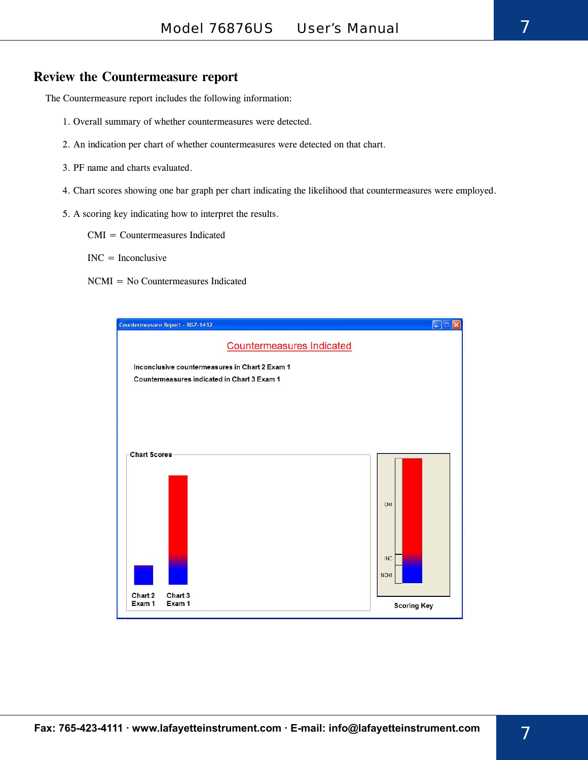## Review the Countermeasure report

The Countermeasure report includes the following information:

1. Overall summary of whether countermeasures were detected.
2. An indication per chart of whether countermeasures were detected on that chart.
3. PF name and charts evaluated.
4. Chart scores showing one bar graph per chart indicating the likelihood that countermeasures were employed.
5. A scoring key indicating how to interpret the results.

   CMI = Countermeasures Indicated

   INC = Inconclusive

   NCMI = No Countermeasures Indicated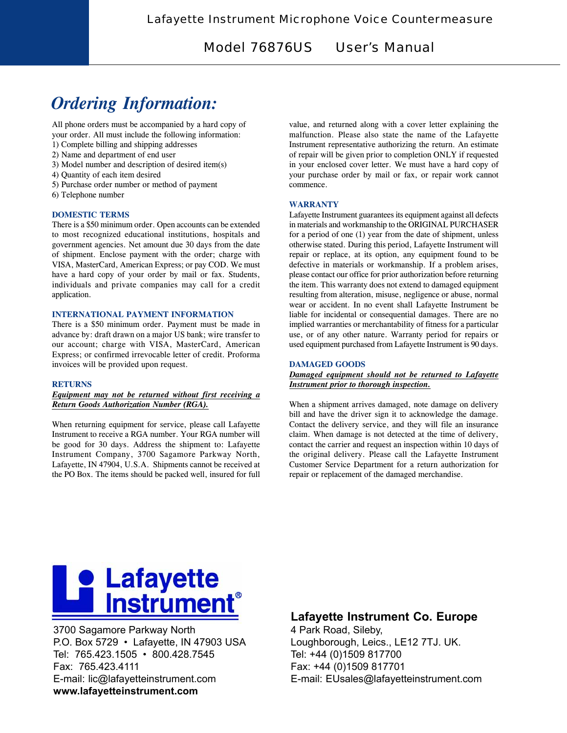# Ordering Information:

All phone orders must be accompanied by a hard copy of your order. All must include the following information:
1) Complete billing and shipping addresses
2) Name and department of end user
3) Model number and description of desired item(s)
4) Quantity of each item desired
5) Purchase order number or method of payment
6) Telephone number

### DOMESTIC TERMS

There is a $50 minimum order. Open accounts can be extended to most recognized educational institutions, hospitals and government agencies. Net amount due 30 days from the date of shipment. Enclose payment with the order; charge with VISA, MasterCard, American Express; or pay COD. We must have a hard copy of your order by mail or fax. Students, individuals and private companies may call for a credit application.

### INTERNATIONAL PAYMENT INFORMATION

There is a $50 minimum order. Payment must be made in advance by: draft drawn on a major US bank; wire transfer to our account; charge with VISA, MasterCard, American Express; or confirmed irrevocable letter of credit. Proforma invoices will be provided upon request.

### RETURNS

***Equipment may not be returned without first receiving a Return Goods Authorization Number (RGA).***

When returning equipment for service, please call Lafayette Instrument to receive a RGA number. Your RGA number will be good for 30 days. Address the shipment to: Lafayette Instrument Company, 3700 Sagamore Parkway North, Lafayette, IN 47904, U.S.A. Shipments cannot be received at the PO Box. The items should be packed well, insured for full value, and returned along with a cover letter explaining the malfunction. Please also state the name of the Lafayette Instrument representative authorizing the return. An estimate of repair will be given prior to completion ONLY if requested in your enclosed cover letter. We must have a hard copy of your purchase order by mail or fax, or repair work cannot commence.

### WARRANTY

Lafayette Instrument guarantees its equipment against all defects in materials and workmanship to the ORIGINAL PURCHASER for a period of one (1) year from the date of shipment, unless otherwise stated. During this period, Lafayette Instrument will repair or replace, at its option, any equipment found to be defective in materials or workmanship. If a problem arises, please contact our office for prior authorization before returning the item. This warranty does not extend to damaged equipment resulting from alteration, misuse, negligence or abuse, normal wear or accident. In no event shall Lafayette Instrument be liable for incidental or consequential damages. There are no implied warranties or merchantability of fitness for a particular use, or of any other nature. Warranty period for repairs or used equipment purchased from Lafayette Instrument is 90 days.

### DAMAGED GOODS

***Damaged equipment should not be returned to Lafayette Instrument prior to thorough inspection.***

When a shipment arrives damaged, note damage on delivery bill and have the driver sign it to acknowledge the damage. Contact the delivery service, and they will file an insurance claim. When damage is not detected at the time of delivery, contact the carrier and request an inspection within 10 days of the original delivery. Please call the Lafayette Instrument Customer Service Department for a return authorization for repair or replacement of the damaged merchandise.

**Lafayette Instrument®**

3700 Sagamore Parkway North
P.O. Box 5729 • Lafayette, IN 47903 USA
Tel: 765.423.1505 • 800.428.7545
Fax: 765.423.4111
E-mail: lic@lafayetteinstrument.com
**www.lafayetteinstrument.com**

**Lafayette Instrument Co. Europe**
4 Park Road, Sileby,
Loughborough, Leics., LE12 7TJ. UK.
Tel: +44 (0)1509 817700
Fax: +44 (0)1509 817701
E-mail: EUsales@lafayetteinstrument.com